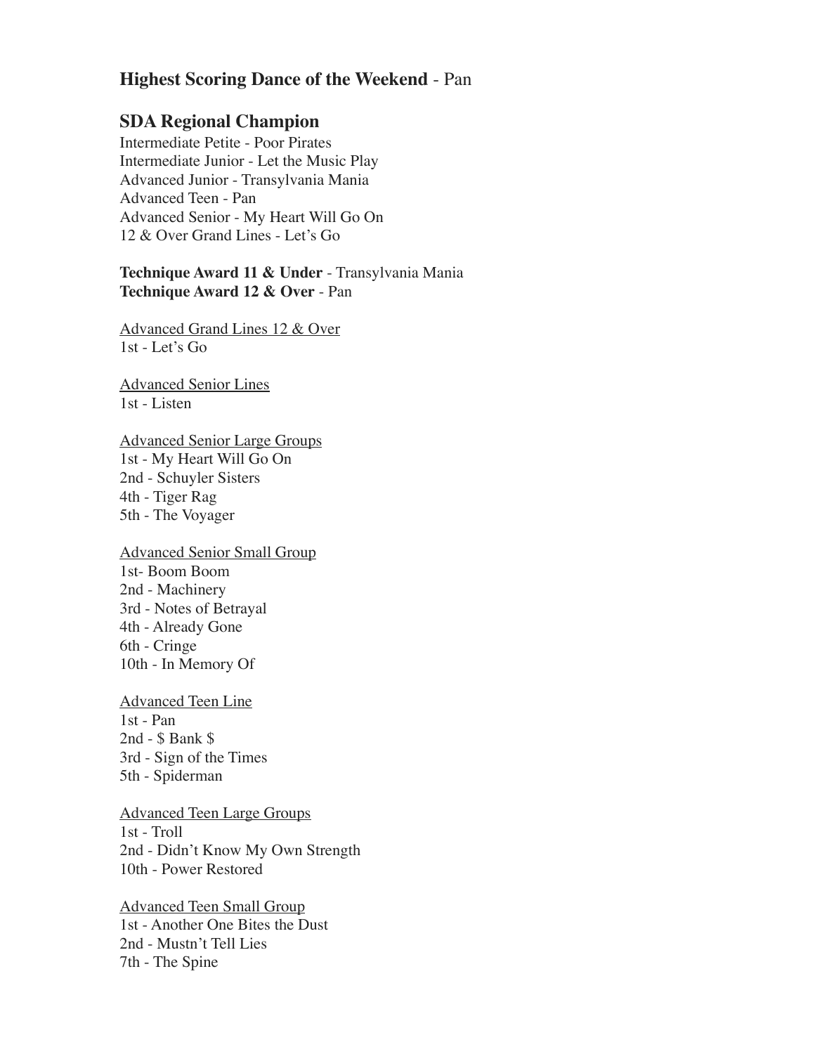**Highest Scoring Dance of the Weekend** - Pan

**SDA Regional Champion**
Intermediate Petite - Poor Pirates
Intermediate Junior - Let the Music Play
Advanced Junior - Transylvania Mania
Advanced Teen - Pan
Advanced Senior - My Heart Will Go On
12 & Over Grand Lines - Let's Go

**Technique Award 11 & Under** - Transylvania Mania
**Technique Award 12 & Over** - Pan

<u>Advanced Grand Lines 12 & Over</u>
1st - Let's Go

<u>Advanced Senior Lines</u>
1st - Listen

<u>Advanced Senior Large Groups</u>
1st - My Heart Will Go On
2nd - Schuyler Sisters
4th - Tiger Rag
5th - The Voyager

<u>Advanced Senior Small Group</u>
1st- Boom Boom
2nd - Machinery
3rd - Notes of Betrayal
4th - Already Gone
6th - Cringe
10th - In Memory Of

<u>Advanced Teen Line</u>
1st - Pan
2nd - $ Bank $
3rd - Sign of the Times
5th - Spiderman

<u>Advanced Teen Large Groups</u>
1st - Troll
2nd - Didn't Know My Own Strength
10th - Power Restored

<u>Advanced Teen Small Group</u>
1st - Another One Bites the Dust
2nd - Mustn't Tell Lies
7th - The Spine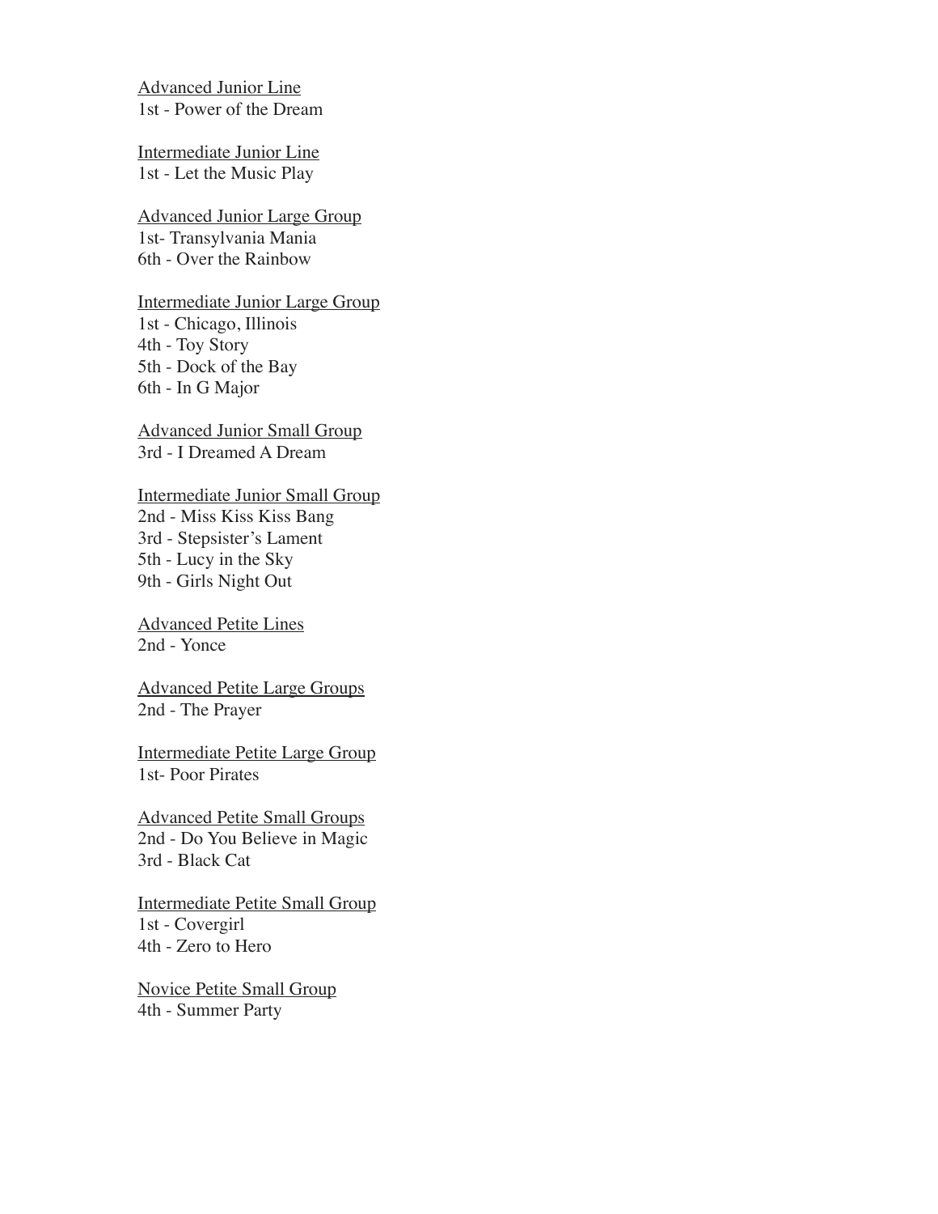Advanced Junior Line
1st - Power of the Dream

Intermediate Junior Line
1st - Let the Music Play

Advanced Junior Large Group
1st- Transylvania Mania
6th - Over the Rainbow

Intermediate Junior Large Group
1st - Chicago, Illinois
4th - Toy Story
5th - Dock of the Bay
6th - In G Major

Advanced Junior Small Group
3rd - I Dreamed A Dream

Intermediate Junior Small Group
2nd - Miss Kiss Kiss Bang
3rd - Stepsister's Lament
5th - Lucy in the Sky
9th - Girls Night Out

Advanced Petite Lines
2nd - Yonce

Advanced Petite Large Groups
2nd - The Prayer

Intermediate Petite Large Group
1st- Poor Pirates

Advanced Petite Small Groups
2nd - Do You Believe in Magic
3rd - Black Cat

Intermediate Petite Small Group
1st - Covergirl
4th - Zero to Hero

Novice Petite Small Group
4th - Summer Party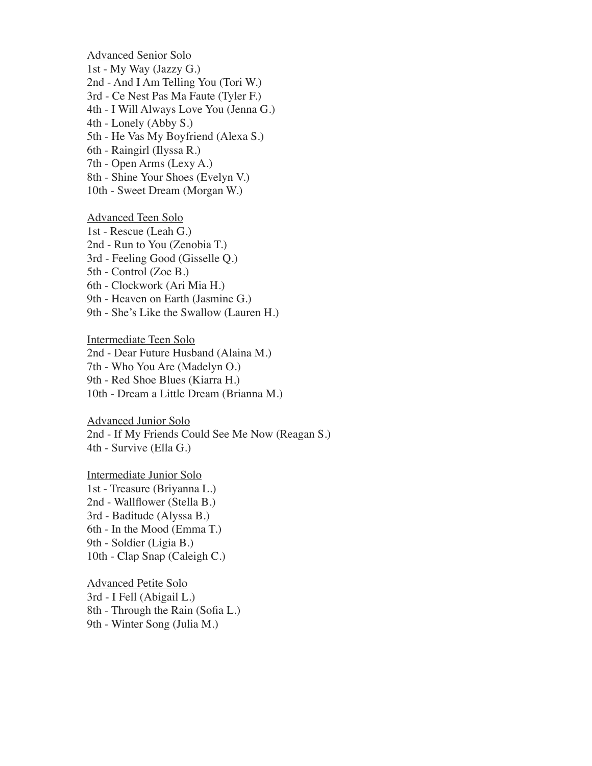<u>Advanced Senior Solo</u>

1st - My Way (Jazzy G.)
2nd - And I Am Telling You (Tori W.)
3rd - Ce Nest Pas Ma Faute (Tyler F.)
4th - I Will Always Love You (Jenna G.)
4th - Lonely (Abby S.)
5th - He Vas My Boyfriend (Alexa S.)
6th - Raingirl (Ilyssa R.)
7th - Open Arms (Lexy A.)
8th - Shine Your Shoes (Evelyn V.)
10th - Sweet Dream (Morgan W.)

<u>Advanced Teen Solo</u>

1st - Rescue (Leah G.)
2nd - Run to You (Zenobia T.)
3rd - Feeling Good (Gisselle Q.)
5th - Control (Zoe B.)
6th - Clockwork (Ari Mia H.)
9th - Heaven on Earth (Jasmine G.)
9th - She's Like the Swallow (Lauren H.)

<u>Intermediate Teen Solo</u>

2nd - Dear Future Husband (Alaina M.)
7th - Who You Are (Madelyn O.)
9th - Red Shoe Blues (Kiarra H.)
10th - Dream a Little Dream (Brianna M.)

<u>Advanced Junior Solo</u>

2nd - If My Friends Could See Me Now (Reagan S.)
4th - Survive (Ella G.)

<u>Intermediate Junior Solo</u>

1st - Treasure (Briyanna L.)
2nd - Wallflower (Stella B.)
3rd - Baditude (Alyssa B.)
6th - In the Mood (Emma T.)
9th - Soldier (Ligia B.)
10th - Clap Snap (Caleigh C.)

<u>Advanced Petite Solo</u>

3rd - I Fell (Abigail L.)
8th - Through the Rain (Sofia L.)
9th - Winter Song (Julia M.)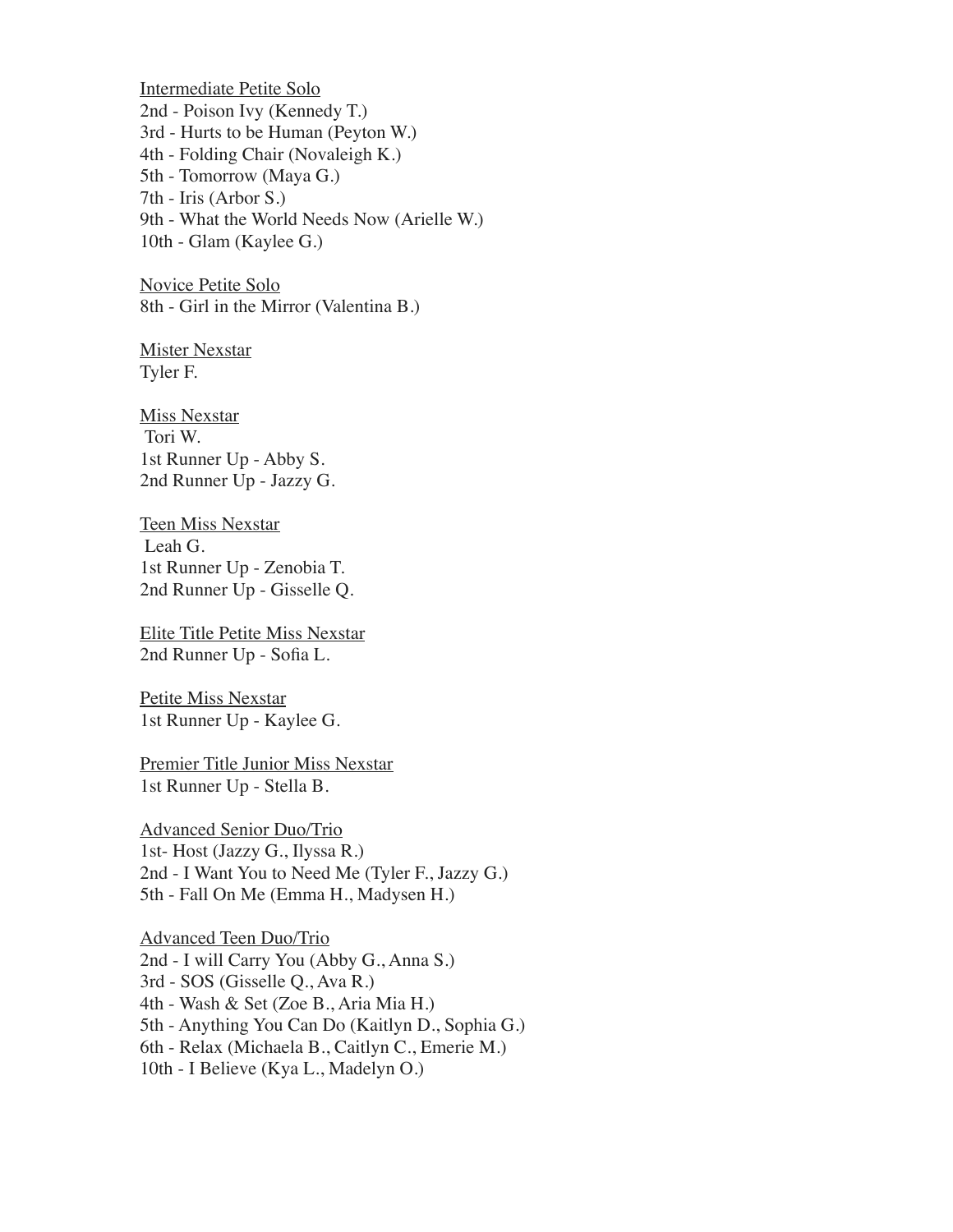Intermediate Petite Solo
2nd - Poison Ivy (Kennedy T.)
3rd - Hurts to be Human (Peyton W.)
4th - Folding Chair (Novaleigh K.)
5th - Tomorrow (Maya G.)
7th - Iris (Arbor S.)
9th - What the World Needs Now (Arielle W.)
10th - Glam (Kaylee G.)

Novice Petite Solo
8th - Girl in the Mirror (Valentina B.)

Mister Nexstar
Tyler F.

Miss Nexstar
Tori W.
1st Runner Up - Abby S.
2nd Runner Up - Jazzy G.

Teen Miss Nexstar
Leah G.
1st Runner Up - Zenobia T.
2nd Runner Up - Gisselle Q.

Elite Title Petite Miss Nexstar
2nd Runner Up - Sofia L.

Petite Miss Nexstar
1st Runner Up - Kaylee G.

Premier Title Junior Miss Nexstar
1st Runner Up - Stella B.

Advanced Senior Duo/Trio
1st- Host (Jazzy G., Ilyssa R.)
2nd - I Want You to Need Me (Tyler F., Jazzy G.)
5th - Fall On Me (Emma H., Madysen H.)

Advanced Teen Duo/Trio
2nd - I will Carry You (Abby G., Anna S.)
3rd - SOS (Gisselle Q., Ava R.)
4th - Wash & Set (Zoe B., Aria Mia H.)
5th - Anything You Can Do (Kaitlyn D., Sophia G.)
6th - Relax (Michaela B., Caitlyn C., Emerie M.)
10th - I Believe (Kya L., Madelyn O.)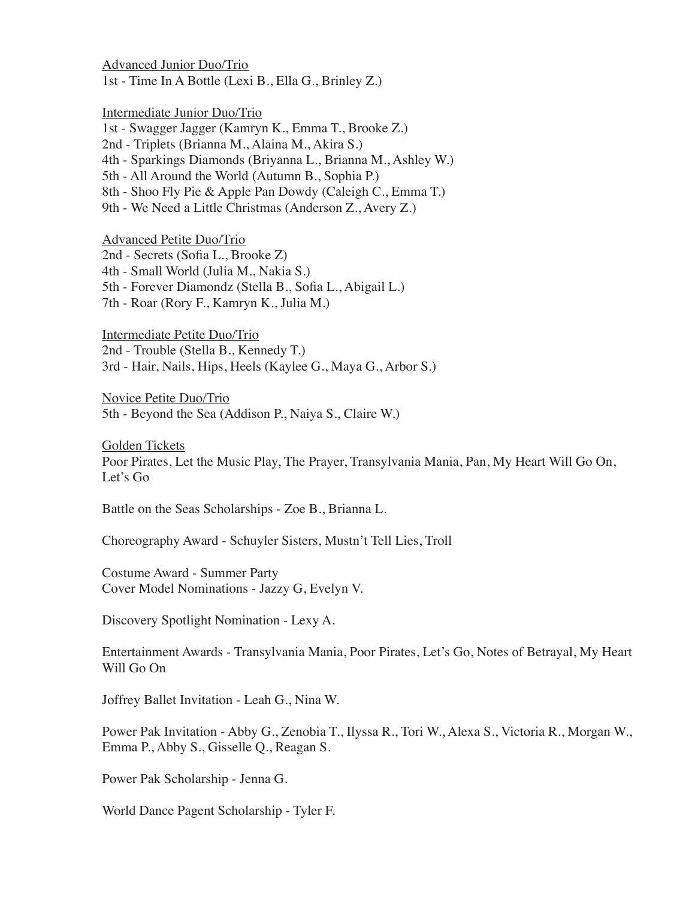<u>Advanced Junior Duo/Trio</u>
1st - Time In A Bottle (Lexi B., Ella G., Brinley Z.)

<u>Intermediate Junior Duo/Trio</u>
1st - Swagger Jagger (Kamryn K., Emma T., Brooke Z.)
2nd - Triplets (Brianna M., Alaina M., Akira S.)
4th - Sparkings Diamonds (Briyanna L., Brianna M., Ashley W.)
5th - All Around the World (Autumn B., Sophia P.)
8th - Shoo Fly Pie & Apple Pan Dowdy (Caleigh C., Emma T.)
9th - We Need a Little Christmas (Anderson Z., Avery Z.)

<u>Advanced Petite Duo/Trio</u>
2nd - Secrets (Sofia L., Brooke Z)
4th - Small World (Julia M., Nakia S.)
5th - Forever Diamondz (Stella B., Sofia L., Abigail L.)
7th - Roar (Rory F., Kamryn K., Julia M.)

<u>Intermediate Petite Duo/Trio</u>
2nd - Trouble (Stella B., Kennedy T.)
3rd - Hair, Nails, Hips, Heels (Kaylee G., Maya G., Arbor S.)

<u>Novice Petite Duo/Trio</u>
5th - Beyond the Sea (Addison P., Naiya S., Claire W.)

<u>Golden Tickets</u>
Poor Pirates, Let the Music Play, The Prayer, Transylvania Mania, Pan, My Heart Will Go On, Let's Go

Battle on the Seas Scholarships - Zoe B., Brianna L.

Choreography Award - Schuyler Sisters, Mustn't Tell Lies, Troll

Costume Award - Summer Party
Cover Model Nominations - Jazzy G, Evelyn V.

Discovery Spotlight Nomination - Lexy A.

Entertainment Awards - Transylvania Mania, Poor Pirates, Let's Go, Notes of Betrayal, My Heart Will Go On

Joffrey Ballet Invitation - Leah G., Nina W.

Power Pak Invitation - Abby G., Zenobia T., Ilyssa R., Tori W., Alexa S., Victoria R., Morgan W., Emma P., Abby S., Gisselle Q., Reagan S.

Power Pak Scholarship - Jenna G.

World Dance Pagent Scholarship - Tyler F.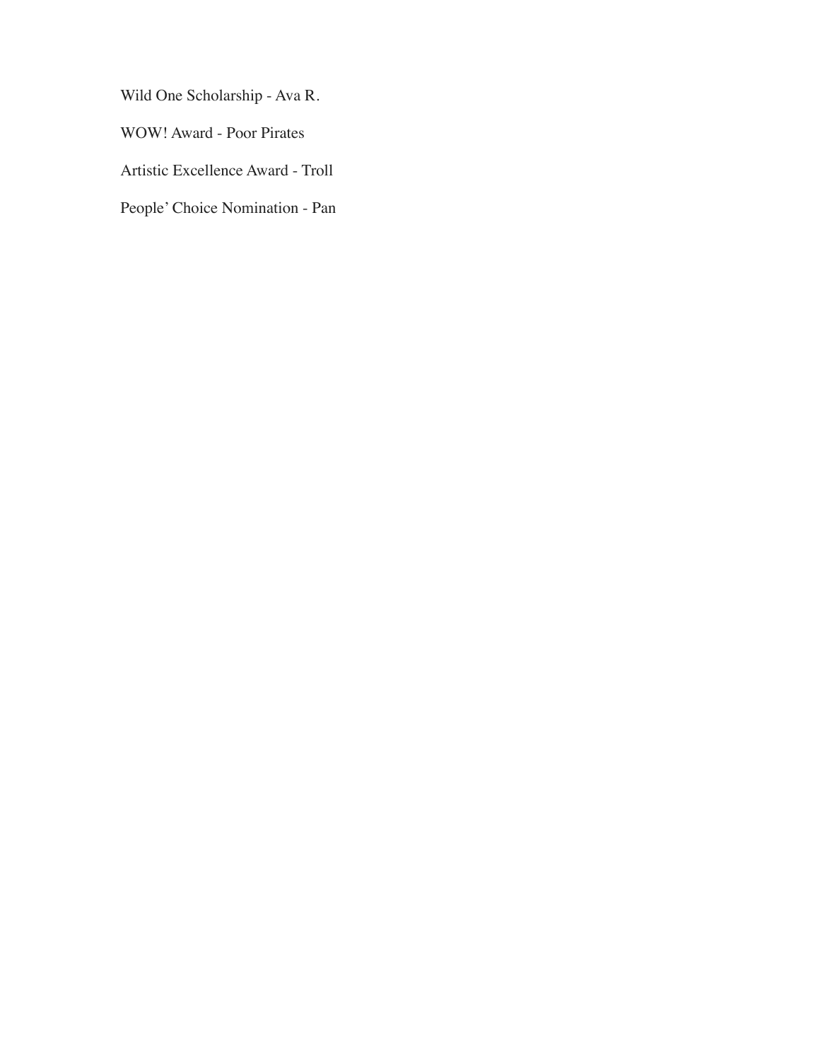Wild One Scholarship - Ava R.

WOW! Award - Poor Pirates

Artistic Excellence Award - Troll

People' Choice Nomination - Pan